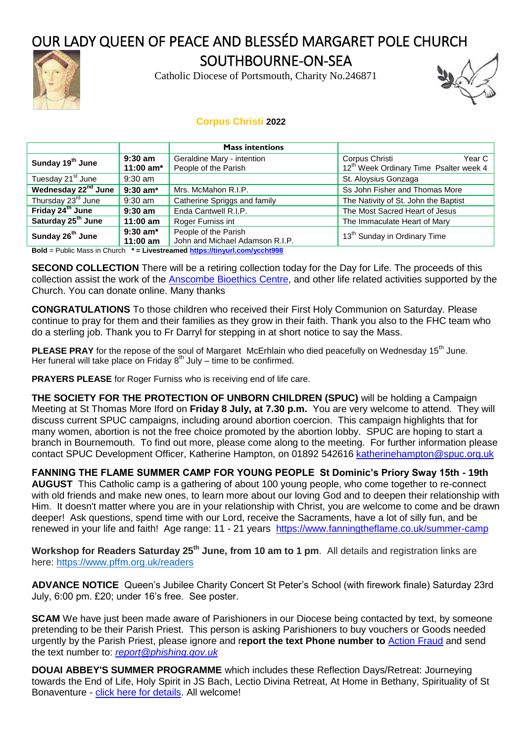# OUR LADY QUEEN OF PEACE AND BLESSÉD MARGARET POLE CHURCH

## SOUTHBOURNE-ON-SEA

Catholic Diocese of Portsmouth, Charity No.246871

### Corpus Christi 2022

| | | Mass intentions | |
|---|---|---|---|
| **Sunday 19th June** | **9:30 am** **11:00 am*** | Geraldine Mary - intention People of the Parish | Corpus Christi Year C 12th Week Ordinary Time Psalter week 4 |
| Tuesday 21st June | 9:30 am | | St. Aloysius Gonzaga |
| **Wednesday 22nd June** | **9:30 am*** | Mrs. McMahon R.I.P. | Ss John Fisher and Thomas More |
| Thursday 23rd June | 9:30 am | Catherine Spriggs and family | The Nativity of St. John the Baptist |
| **Friday 24th June** | **9:30 am** | Enda Cantwell R.I.P. | The Most Sacred Heart of Jesus |
| **Saturday 25th June** | **11:00 am** | Roger Furniss int | The Immaculate Heart of Mary |
| **Sunday 26th June** | **9:30 am*** **11:00 am** | People of the Parish John and Michael Adamson R.I.P. | 13th Sunday in Ordinary Time |

**Bold** = Public Mass in Church **\* = Livestreamed https://tinyurl.com/yccht998**

**SECOND COLLECTION** There will be a retiring collection today for the Day for Life. The proceeds of this collection assist the work of the Anscombe Bioethics Centre, and other life related activities supported by the Church. You can donate online. Many thanks

**CONGRATULATIONS** To those children who received their First Holy Communion on Saturday. Please continue to pray for them and their families as they grow in their faith. Thank you also to the FHC team who do a sterling job. Thank you to Fr Darryl for stepping in at short notice to say the Mass.

**PLEASE PRAY** for the repose of the soul of Margaret McErhlain who died peacefully on Wednesday 15th June. Her funeral will take place on Friday 8th July – time to be confirmed.

**PRAYERS PLEASE** for Roger Furniss who is receiving end of life care.

**THE SOCIETY FOR THE PROTECTION OF UNBORN CHILDREN (SPUC)** will be holding a Campaign Meeting at St Thomas More Iford on **Friday 8 July, at 7.30 p.m.** You are very welcome to attend. They will discuss current SPUC campaigns, including around abortion coercion. This campaign highlights that for many women, abortion is not the free choice promoted by the abortion lobby. SPUC are hoping to start a branch in Bournemouth. To find out more, please come along to the meeting. For further information please contact SPUC Development Officer, Katherine Hampton, on 01892 542616 katherinehampton@spuc.org.uk

**FANNING THE FLAME SUMMER CAMP FOR YOUNG PEOPLE St Dominic's Priory Sway 15th - 19th AUGUST** This Catholic camp is a gathering of about 100 young people, who come together to re-connect with old friends and make new ones, to learn more about our loving God and to deepen their relationship with Him. It doesn't matter where you are in your relationship with Christ, you are welcome to come and be drawn deeper! Ask questions, spend time with our Lord, receive the Sacraments, have a lot of silly fun, and be renewed in your life and faith! Age range: 11 - 21 years https://www.fanningtheflame.co.uk/summer-camp

**Workshop for Readers Saturday 25th June, from 10 am to 1 pm**. All details and registration links are here: https://www.pffm.org.uk/readers

**ADVANCE NOTICE** Queen's Jubilee Charity Concert St Peter's School (with firework finale) Saturday 23rd July, 6:00 pm. £20; under 16's free. See poster.

**SCAM** We have just been made aware of Parishioners in our Diocese being contacted by text, by someone pretending to be their Parish Priest. This person is asking Parishioners to buy vouchers or Goods needed urgently by the Parish Priest, please ignore and r**eport the text Phone number to** Action Fraud and send the text number to: *report@phishing.gov.uk*

**DOUAI ABBEY'S SUMMER PROGRAMME** which includes these Reflection Days/Retreat: Journeying towards the End of Life, Holy Spirit in JS Bach, Lectio Divina Retreat, At Home in Bethany, Spirituality of St Bonaventure - click here for details. All welcome!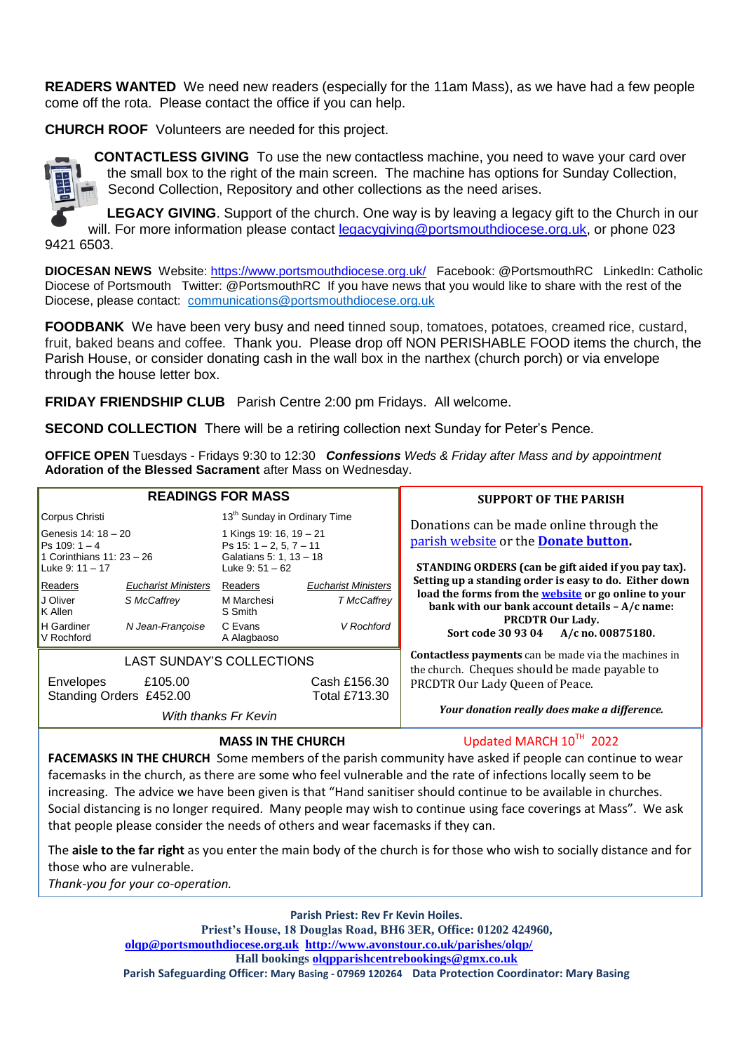**READERS WANTED** We need new readers (especially for the 11am Mass), as we have had a few people come off the rota. Please contact the office if you can help.

**CHURCH ROOF** Volunteers are needed for this project.

**CONTACTLESS GIVING** To use the new contactless machine, you need to wave your card over the small box to the right of the main screen. The machine has options for Sunday Collection, Second Collection, Repository and other collections as the need arises.

**LEGACY GIVING**. Support of the church. One way is by leaving a legacy gift to the Church in our will. For more information please contact legacygiving@portsmouthdiocese.org.uk, or phone 023 9421 6503.

**DIOCESAN NEWS** Website: https://www.portsmouthdiocese.org.uk/ Facebook: @PortsmouthRC LinkedIn: Catholic Diocese of Portsmouth Twitter: @PortsmouthRC If you have news that you would like to share with the rest of the Diocese, please contact: communications@portsmouthdiocese.org.uk

**FOODBANK** We have been very busy and need tinned soup, tomatoes, potatoes, creamed rice, custard, fruit, baked beans and coffee. Thank you. Please drop off NON PERISHABLE FOOD items the church, the Parish House, or consider donating cash in the wall box in the narthex (church porch) or via envelope through the house letter box.

**FRIDAY FRIENDSHIP CLUB** Parish Centre 2:00 pm Fridays. All welcome.

**SECOND COLLECTION** There will be a retiring collection next Sunday for Peter's Pence.

**OFFICE OPEN** Tuesdays - Fridays 9:30 to 12:30 ***Confessions*** *Weds & Friday after Mass and by appointment*
**Adoration of the Blessed Sacrament** after Mass on Wednesday.

**READINGS FOR MASS**

| Corpus Christi | | 13th Sunday in Ordinary Time | |
|---|---|---|---|
| Genesis 14: 18 – 20<br>Ps 109: 1 – 4<br>1 Corinthians 11: 23 – 26<br>Luke 9: 11 – 17 | | 1 Kings 19: 16, 19 – 21<br>Ps 15: 1 – 2, 5, 7 – 11<br>Galatians 5: 1, 13 – 18<br>Luke 9: 51 – 62 | |
| Readers | *Eucharist Ministers* | Readers | *Eucharist Ministers* |
| J Oliver<br>K Allen | *S McCaffrey* | M Marchesi<br>S Smith | *T McCaffrey* |
| H Gardiner<br>V Rochford | *N Jean-Françoise* | C Evans<br>A Alagbaoso | *V Rochford* |

**LAST SUNDAY'S COLLECTIONS**

| | | |
|---|---|---|
| Envelopes | £105.00 | Cash £156.30 |
| Standing Orders | £452.00 | Total £713.30 |

*With thanks Fr Kevin*

**SUPPORT OF THE PARISH**

Donations can be made online through the parish website or the **Donate button.**

**STANDING ORDERS (can be gift aided if you pay tax). Setting up a standing order is easy to do. Either down load the forms from the website or go online to your bank with our bank account details – A/c name: PRCDTR Our Lady.**
**Sort code 30 93 04 A/c no. 00875180.**

**Contactless payments** can be made via the machines in the church. Cheques should be made payable to PRCDTR Our Lady Queen of Peace.

***Your donation really does make a difference.***

**MASS IN THE CHURCH** Updated MARCH 10TH 2022

**FACEMASKS IN THE CHURCH** Some members of the parish community have asked if people can continue to wear facemasks in the church, as there are some who feel vulnerable and the rate of infections locally seem to be increasing. The advice we have been given is that "Hand sanitiser should continue to be available in churches. Social distancing is no longer required. Many people may wish to continue using face coverings at Mass". We ask that people please consider the needs of others and wear facemasks if they can.

The **aisle to the far right** as you enter the main body of the church is for those who wish to socially distance and for those who are vulnerable.
*Thank-you for your co-operation.*

**Parish Priest: Rev Fr Kevin Hoiles.**
**Priest's House, 18 Douglas Road, BH6 3ER, Office: 01202 424960,**
**olqp@portsmouthdiocese.org.uk http://www.avonstour.co.uk/parishes/olqp/**
**Hall bookings olqpparishcentrebookings@gmx.co.uk**
**Parish Safeguarding Officer: Mary Basing - 07969 120264 Data Protection Coordinator: Mary Basing**